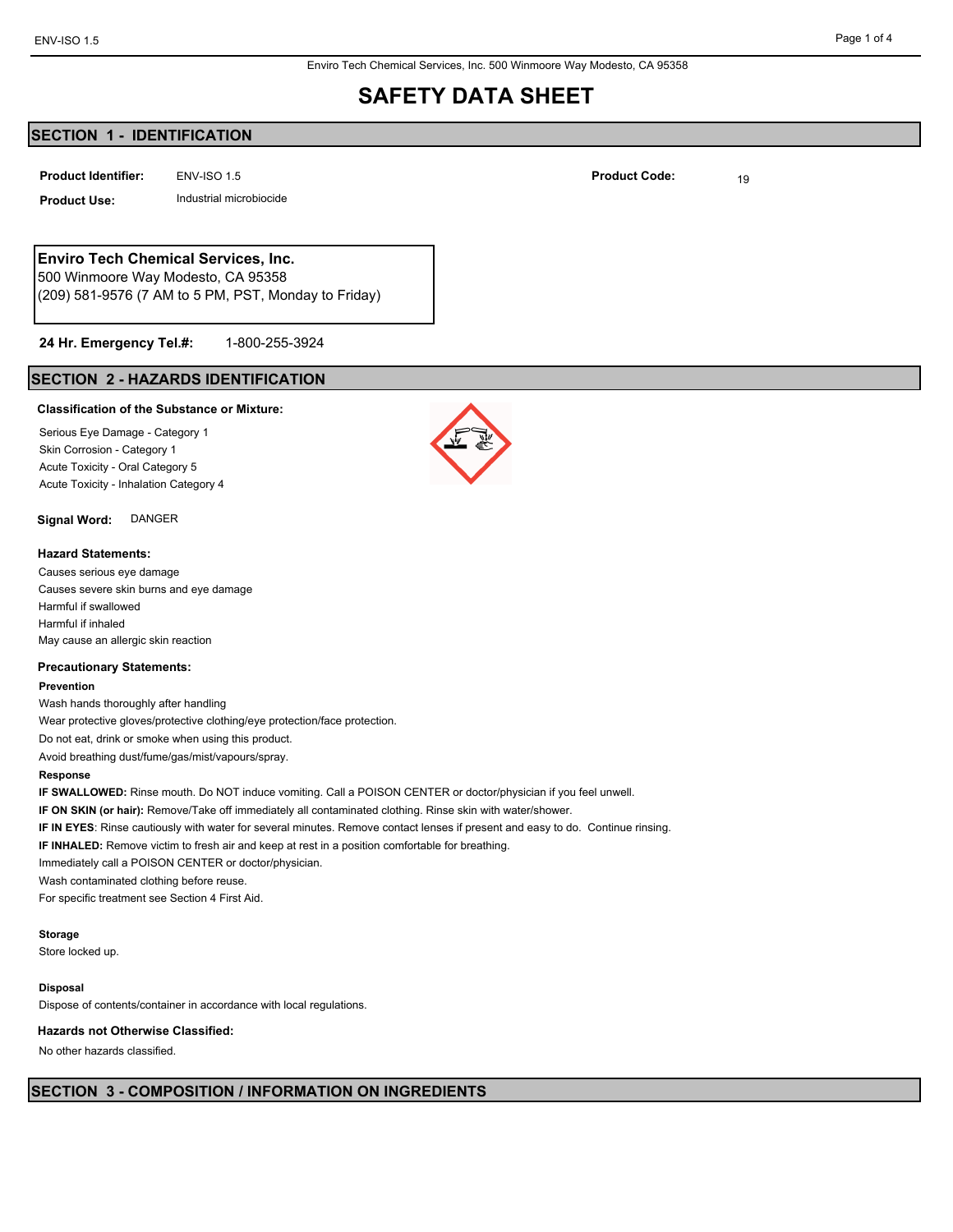Enviro Tech Chemical Services, Inc. 500 Winmoore Way Modesto, CA 95358

# SAFETY DATA SHEET

## SECTION 1 - IDENTIFICATION

**Product Identifier:** ENV-ISO 1.5

**Product Code:** 19

**Product Use:** Industrial microbiocide

**Enviro Tech Chemical Services, Inc.**
500 Winmoore Way Modesto, CA 95358
(209) 581-9576 (7 AM to 5 PM, PST, Monday to Friday)

**24 Hr. Emergency Tel.#:** 1-800-255-3924

## SECTION 2 - HAZARDS IDENTIFICATION

**Classification of the Substance or Mixture:**

Serious Eye Damage - Category 1
Skin Corrosion - Category 1
Acute Toxicity - Oral Category 5
Acute Toxicity - Inhalation Category 4

**Signal Word:** DANGER

**Hazard Statements:**

Causes serious eye damage
Causes severe skin burns and eye damage
Harmful if swallowed
Harmful if inhaled
May cause an allergic skin reaction

**Precautionary Statements:**

**Prevention**

Wash hands thoroughly after handling
Wear protective gloves/protective clothing/eye protection/face protection.
Do not eat, drink or smoke when using this product.
Avoid breathing dust/fume/gas/mist/vapours/spray.

**Response**

**IF SWALLOWED:** Rinse mouth. Do NOT induce vomiting. Call a POISON CENTER or doctor/physician if you feel unwell.
**IF ON SKIN (or hair):** Remove/Take off immediately all contaminated clothing. Rinse skin with water/shower.
**IF IN EYES**: Rinse cautiously with water for several minutes. Remove contact lenses if present and easy to do. Continue rinsing.
**IF INHALED:** Remove victim to fresh air and keep at rest in a position comfortable for breathing.
Immediately call a POISON CENTER or doctor/physician.
Wash contaminated clothing before reuse.
For specific treatment see Section 4 First Aid.

**Storage**

Store locked up.

**Disposal**

Dispose of contents/container in accordance with local regulations.

**Hazards not Otherwise Classified:**

No other hazards classified.

## SECTION 3 - COMPOSITION / INFORMATION ON INGREDIENTS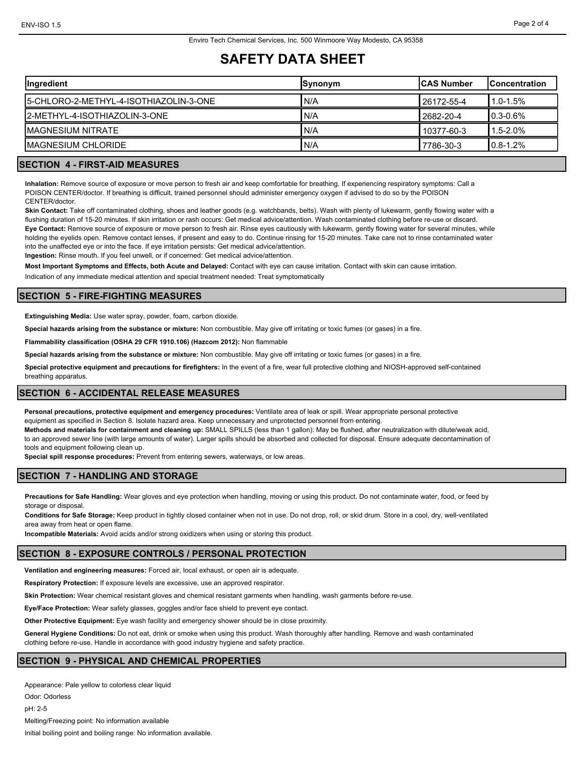# SAFETY DATA SHEET

| Ingredient | Synonym | CAS Number | Concentration |
|---|---|---|---|
| 5-CHLORO-2-METHYL-4-ISOTHIAZOLIN-3-ONE | N/A | 26172-55-4 | 1.0-1.5% |
| 2-METHYL-4-ISOTHIAZOLIN-3-ONE | N/A | 2682-20-4 | 0.3-0.6% |
| MAGNESIUM NITRATE | N/A | 10377-60-3 | 1.5-2.0% |
| MAGNESIUM CHLORIDE | N/A | 7786-30-3 | 0.8-1.2% |

## SECTION 4 - FIRST-AID MEASURES

**Inhalation:** Remove source of exposure or move person to fresh air and keep comfortable for breathing. If experiencing respiratory symptoms: Call a POISON CENTER/doctor. If breathing is difficult, trained personnel should administer emergency oxygen if advised to do so by the POISON CENTER/doctor.

**Skin Contact:** Take off contaminated clothing, shoes and leather goods (e.g. watchbands, belts). Wash with plenty of lukewarm, gently flowing water with a flushing duration of 15-20 minutes. If skin irritation or rash occurs: Get medical advice/attention. Wash contaminated clothing before re-use or discard.

**Eye Contact:** Remove source of exposure or move person to fresh air. Rinse eyes cautiously with lukewarm, gently flowing water for several minutes, while holding the eyelids open. Remove contact lenses, if present and easy to do. Continue rinsing for 15-20 minutes. Take care not to rinse contaminated water into the unaffected eye or into the face. If eye irritation persists: Get medical advice/attention.

**Ingestion:** Rinse mouth. If you feel unwell, or if concerned: Get medical advice/attention.

**Most Important Symptoms and Effects, both Acute and Delayed:** Contact with eye can cause irritation. Contact with skin can cause irritation.

Indication of any immediate medical attention and special treatment needed: Treat symptomatically

## SECTION 5 - FIRE-FIGHTING MEASURES

**Extinguishing Media:** Use water spray, powder, foam, carbon dioxide.

**Special hazards arising from the substance or mixture:** Non combustible. May give off irritating or toxic fumes (or gases) in a fire.

**Flammability classification (OSHA 29 CFR 1910.106) (Hazcom 2012):** Non flammable

**Special hazards arising from the substance or mixture:** Non combustible. May give off irritating or toxic fumes (or gases) in a fire.

**Special protective equipment and precautions for firefighters:** In the event of a fire, wear full protective clothing and NIOSH-approved self-contained breathing apparatus.

## SECTION 6 - ACCIDENTAL RELEASE MEASURES

**Personal precautions, protective equipment and emergency procedures:** Ventilate area of leak or spill. Wear appropriate personal protective equipment as specified in Section 8. Isolate hazard area. Keep unnecessary and unprotected personnel from entering.

**Methods and materials for containment and cleaning up:** SMALL SPILLS (less than 1 gallon): May be flushed, after neutralization with dilute/weak acid, to an approved sewer line (with large amounts of water). Larger spills should be absorbed and collected for disposal. Ensure adequate decontamination of tools and equipment following clean up.

**Special spill response procedures:** Prevent from entering sewers, waterways, or low areas.

## SECTION 7 - HANDLING AND STORAGE

**Precautions for Safe Handling:** Wear gloves and eye protection when handling, moving or using this product. Do not contaminate water, food, or feed by storage or disposal.

**Conditions for Safe Storage:** Keep product in tightly closed container when not in use. Do not drop, roll, or skid drum. Store in a cool, dry, well-ventilated area away from heat or open flame.

**Incompatible Materials:** Avoid acids and/or strong oxidizers when using or storing this product.

## SECTION 8 - EXPOSURE CONTROLS / PERSONAL PROTECTION

**Ventilation and engineering measures:** Forced air, local exhaust, or open air is adequate.

**Respiratory Protection:** If exposure levels are excessive, use an approved respirator.

**Skin Protection:** Wear chemical resistant gloves and chemical resistant garments when handling, wash garments before re-use.

**Eye/Face Protection:** Wear safety glasses, goggles and/or face shield to prevent eye contact.

**Other Protective Equipment:** Eye wash facility and emergency shower should be in close proximity.

**General Hygiene Conditions:** Do not eat, drink or smoke when using this product. Wash thoroughly after handling. Remove and wash contaminated clothing before re-use. Handle in accordance with good industry hygiene and safety practice.

## SECTION 9 - PHYSICAL AND CHEMICAL PROPERTIES

Appearance: Pale yellow to colorless clear liquid

Odor: Odorless

pH: 2-5

Melting/Freezing point: No information available

Initial boiling point and boiling range: No information available.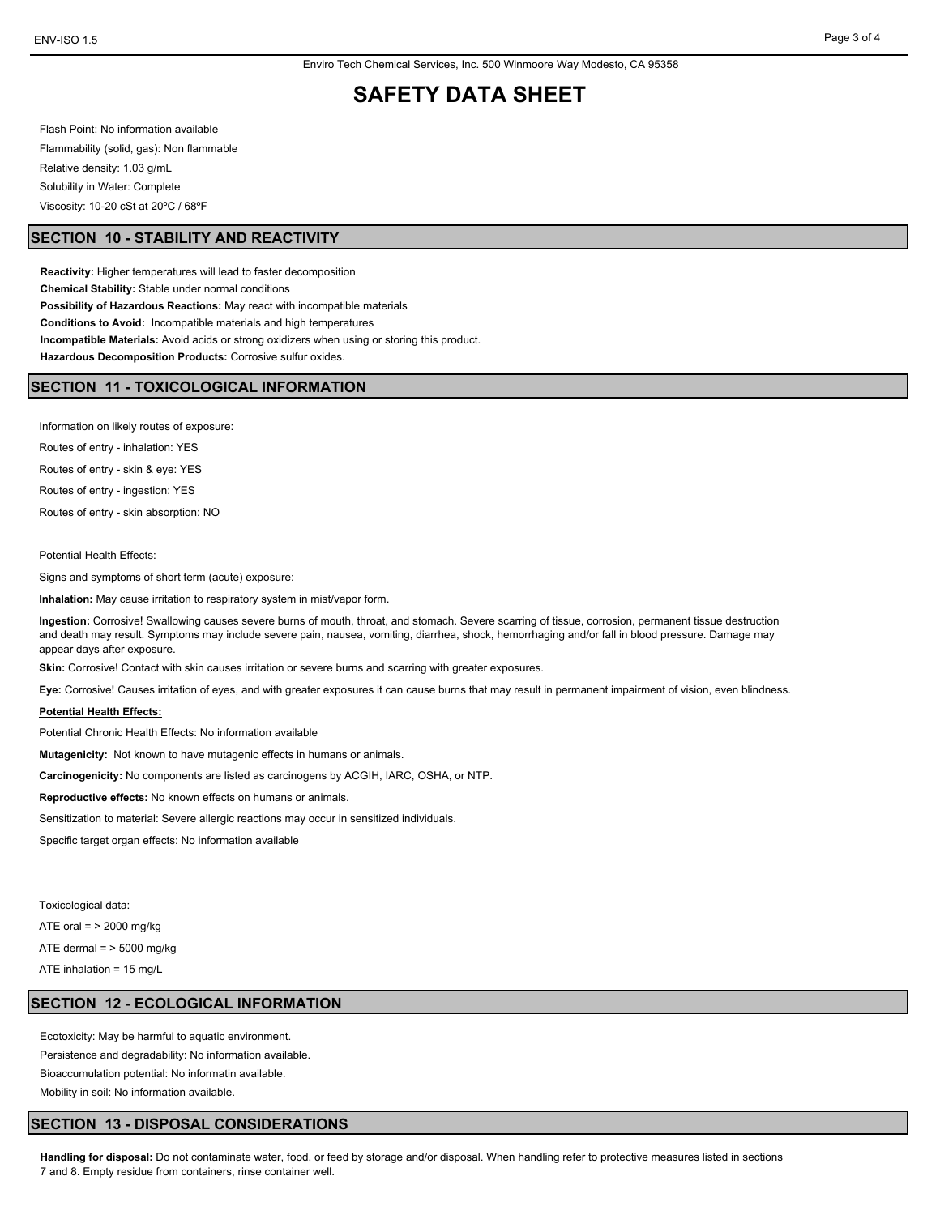Flash Point: No information available

Flammability (solid, gas): Non flammable

Relative density: 1.03 g/mL

Solubility in Water: Complete

Viscosity: 10-20 cSt at 20ºC / 68ºF

## SECTION 10 - STABILITY AND REACTIVITY

**Reactivity:** Higher temperatures will lead to faster decomposition

**Chemical Stability:** Stable under normal conditions

**Possibility of Hazardous Reactions:** May react with incompatible materials

**Conditions to Avoid:** Incompatible materials and high temperatures

**Incompatible Materials:** Avoid acids or strong oxidizers when using or storing this product.

**Hazardous Decomposition Products:** Corrosive sulfur oxides.

## SECTION 11 - TOXICOLOGICAL INFORMATION

Information on likely routes of exposure:

Routes of entry - inhalation: YES

Routes of entry - skin & eye: YES

Routes of entry - ingestion: YES

Routes of entry - skin absorption: NO

Potential Health Effects:

Signs and symptoms of short term (acute) exposure:

**Inhalation:** May cause irritation to respiratory system in mist/vapor form.

**Ingestion:** Corrosive! Swallowing causes severe burns of mouth, throat, and stomach. Severe scarring of tissue, corrosion, permanent tissue destruction and death may result. Symptoms may include severe pain, nausea, vomiting, diarrhea, shock, hemorrhaging and/or fall in blood pressure. Damage may appear days after exposure.

**Skin:** Corrosive! Contact with skin causes irritation or severe burns and scarring with greater exposures.

**Eye:** Corrosive! Causes irritation of eyes, and with greater exposures it can cause burns that may result in permanent impairment of vision, even blindness.

**Potential Health Effects:**

Potential Chronic Health Effects: No information available

**Mutagenicity:** Not known to have mutagenic effects in humans or animals.

**Carcinogenicity:** No components are listed as carcinogens by ACGIH, IARC, OSHA, or NTP.

**Reproductive effects:** No known effects on humans or animals.

Sensitization to material: Severe allergic reactions may occur in sensitized individuals.

Specific target organ effects: No information available

Toxicological data:

ATE oral = > 2000 mg/kg

ATE dermal = > 5000 mg/kg

ATE inhalation = 15 mg/L

## SECTION 12 - ECOLOGICAL INFORMATION

Ecotoxicity: May be harmful to aquatic environment.

Persistence and degradability: No information available.

Bioaccumulation potential: No informatin available.

Mobility in soil: No information available.

## SECTION 13 - DISPOSAL CONSIDERATIONS

**Handling for disposal:** Do not contaminate water, food, or feed by storage and/or disposal. When handling refer to protective measures listed in sections 7 and 8. Empty residue from containers, rinse container well.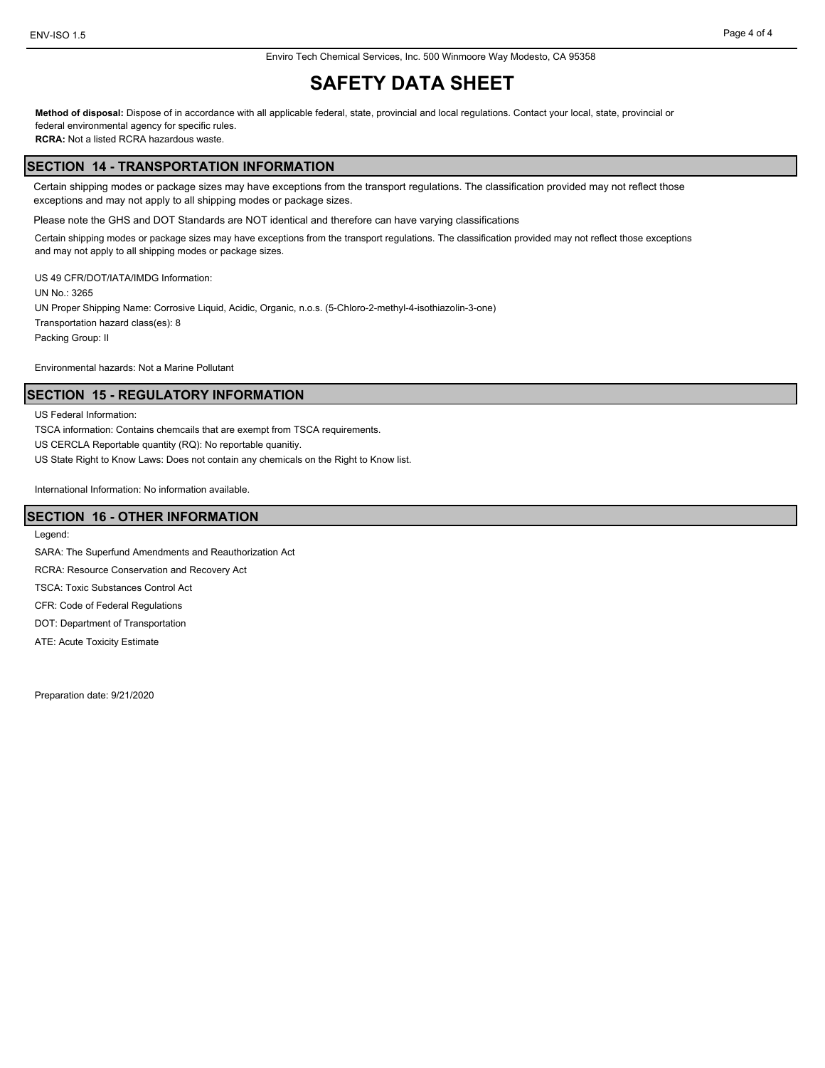**Method of disposal:** Dispose of in accordance with all applicable federal, state, provincial and local regulations. Contact your local, state, provincial or federal environmental agency for specific rules.

**RCRA:** Not a listed RCRA hazardous waste.

## SECTION 14 - TRANSPORTATION INFORMATION

Certain shipping modes or package sizes may have exceptions from the transport regulations. The classification provided may not reflect those exceptions and may not apply to all shipping modes or package sizes.

Please note the GHS and DOT Standards are NOT identical and therefore can have varying classifications

Certain shipping modes or package sizes may have exceptions from the transport regulations. The classification provided may not reflect those exceptions and may not apply to all shipping modes or package sizes.

US 49 CFR/DOT/IATA/IMDG Information:

UN No.: 3265

UN Proper Shipping Name: Corrosive Liquid, Acidic, Organic, n.o.s. (5-Chloro-2-methyl-4-isothiazolin-3-one)

Transportation hazard class(es): 8

Packing Group: II

Environmental hazards: Not a Marine Pollutant

## SECTION 15 - REGULATORY INFORMATION

US Federal Information:

TSCA information: Contains chemcails that are exempt from TSCA requirements.

US CERCLA Reportable quantity (RQ): No reportable quanitiy.

US State Right to Know Laws: Does not contain any chemicals on the Right to Know list.

International Information: No information available.

## SECTION 16 - OTHER INFORMATION

Legend:

SARA: The Superfund Amendments and Reauthorization Act

RCRA: Resource Conservation and Recovery Act

TSCA: Toxic Substances Control Act

CFR: Code of Federal Regulations

DOT: Department of Transportation

ATE: Acute Toxicity Estimate

Preparation date: 9/21/2020